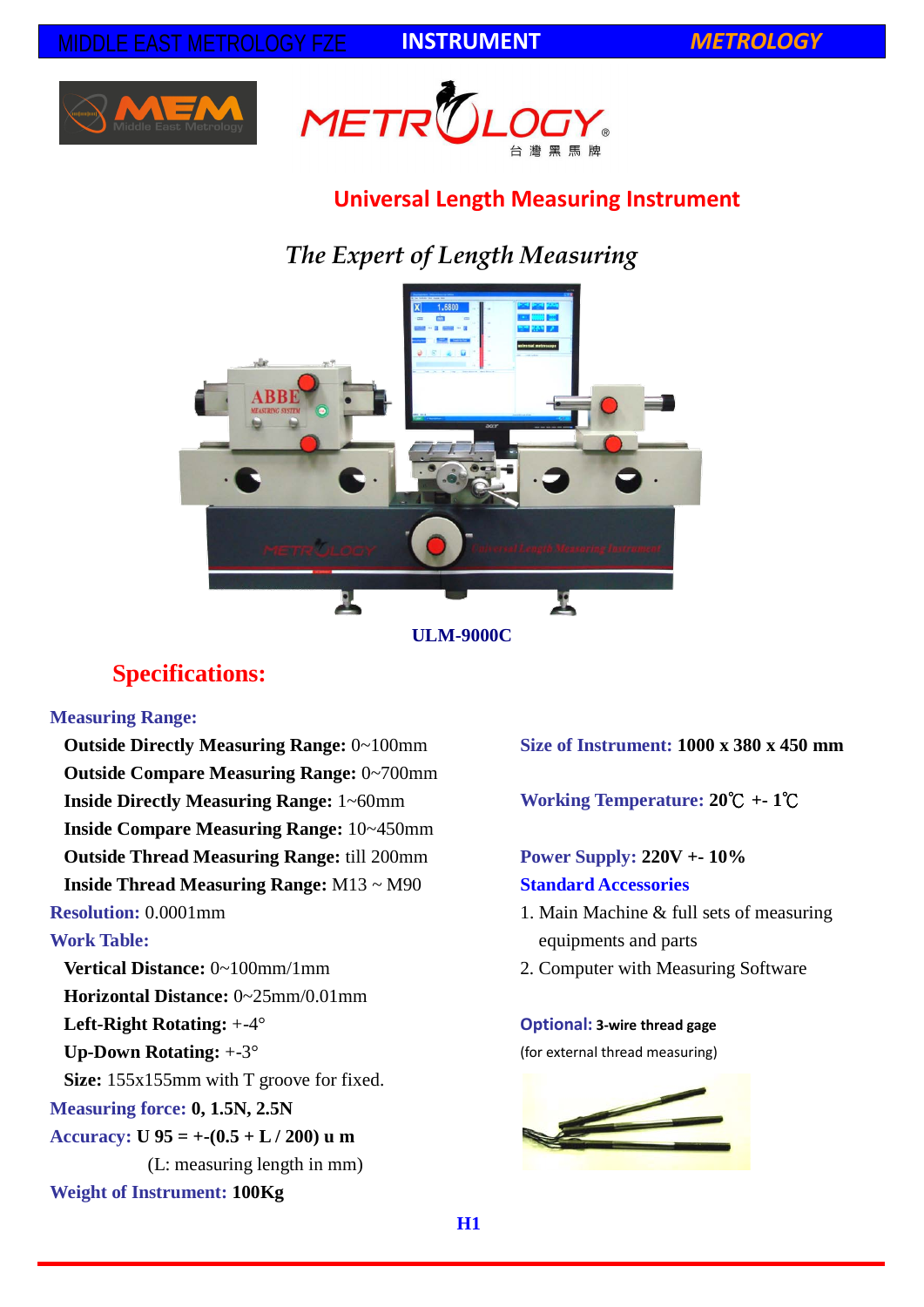# Universal Length Measuring Instrument

*The Expert of Length Measuring*

**ULM-9000C**

## Specifications:

**Measuring Range:**

- **Outside Directly Measuring Range:** 0~100mm
- **Outside Compare Measuring Range:** 0~700mm
- **Inside Directly Measuring Range:** 1~60mm
- **Inside Compare Measuring Range:** 10~450mm
- **Outside Thread Measuring Range:** till 200mm
- **Inside Thread Measuring Range:** M13 ~ M90

**Resolution:** 0.0001mm

**Work Table:**

- **Vertical Distance:** 0~100mm/1mm
- **Horizontal Distance:** 0~25mm/0.01mm
- **Left-Right Rotating:** +-4°
- **Up-Down Rotating:** +-3°
- **Size:** 155x155mm with T groove for fixed.

**Measuring force:** **0, 1.5N, 2.5N**

**Accuracy:** **U 95 = +-(0.5 + L / 200) u m**

(L: measuring length in mm)

**Weight of Instrument:** **100Kg**

**Size of Instrument:** **1000 x 380 x 450 mm**

**Working Temperature:** **20℃ +- 1℃**

**Power Supply:** **220V +- 10%**

**Standard Accessories**

1. Main Machine & full sets of measuring equipments and parts
2. Computer with Measuring Software

**Optional:** **3-wire thread gage**

(for external thread measuring)

H1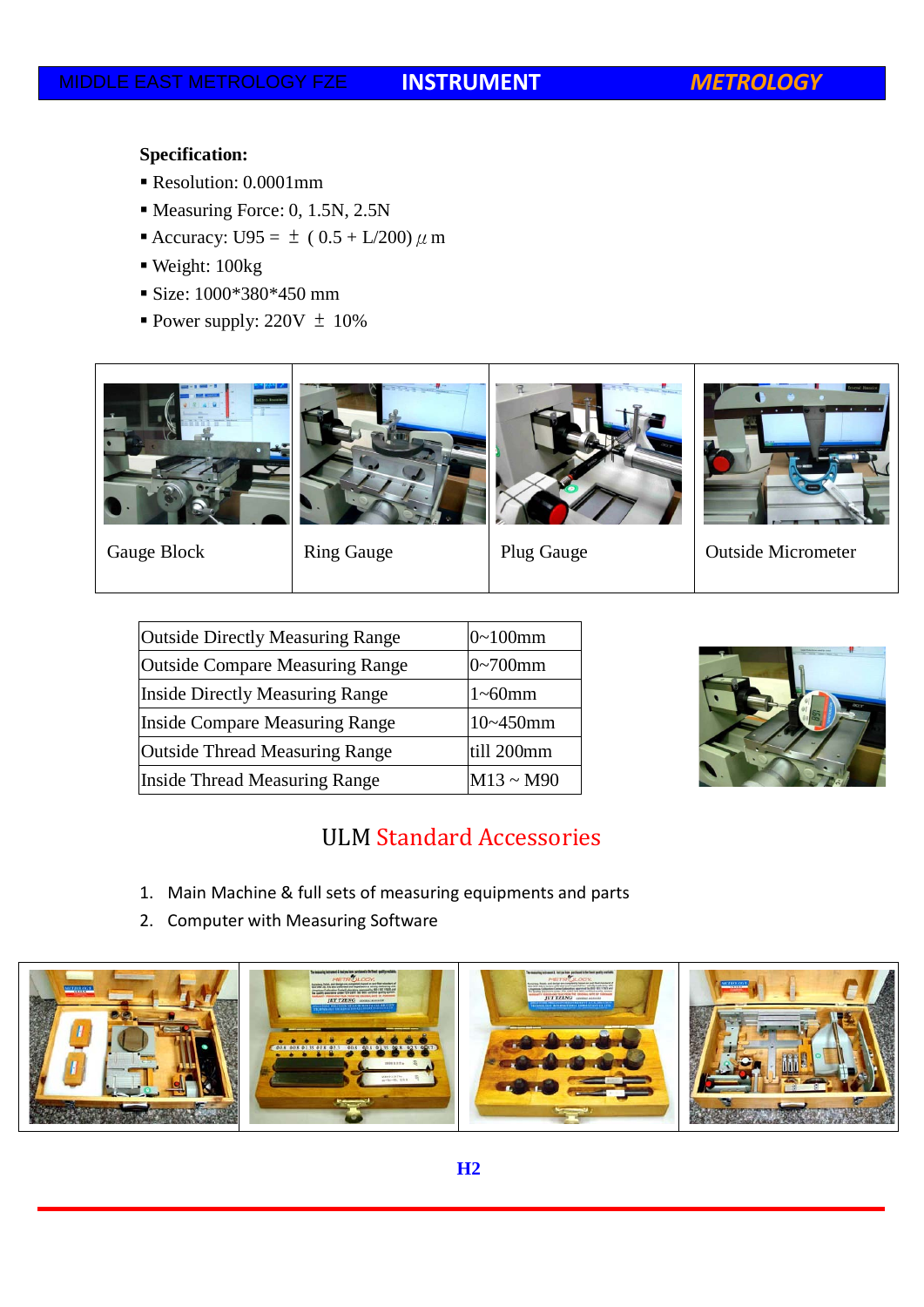**Specification:**

- Resolution: 0.0001mm
- Measuring Force: 0, 1.5N, 2.5N
- Accuracy: U95 = ± ( 0.5 + L/200) $\mu$m
- Weight: 100kg
- Size: 1000*380*450 mm
- Power supply: 220V ± 10%

| Gauge Block | Ring Gauge | Plug Gauge | Outside Micrometer |
|---|---|---|---|

| Outside Directly Measuring Range | 0~100mm |
|---|---|
| Outside Compare Measuring Range | 0~700mm |
| Inside Directly Measuring Range | 1~60mm |
| Inside Compare Measuring Range | 10~450mm |
| Outside Thread Measuring Range | till 200mm |
| Inside Thread Measuring Range | M13 ~ M90 |

## ULM Standard Accessories

1. Main Machine & full sets of measuring equipments and parts
2. Computer with Measuring Software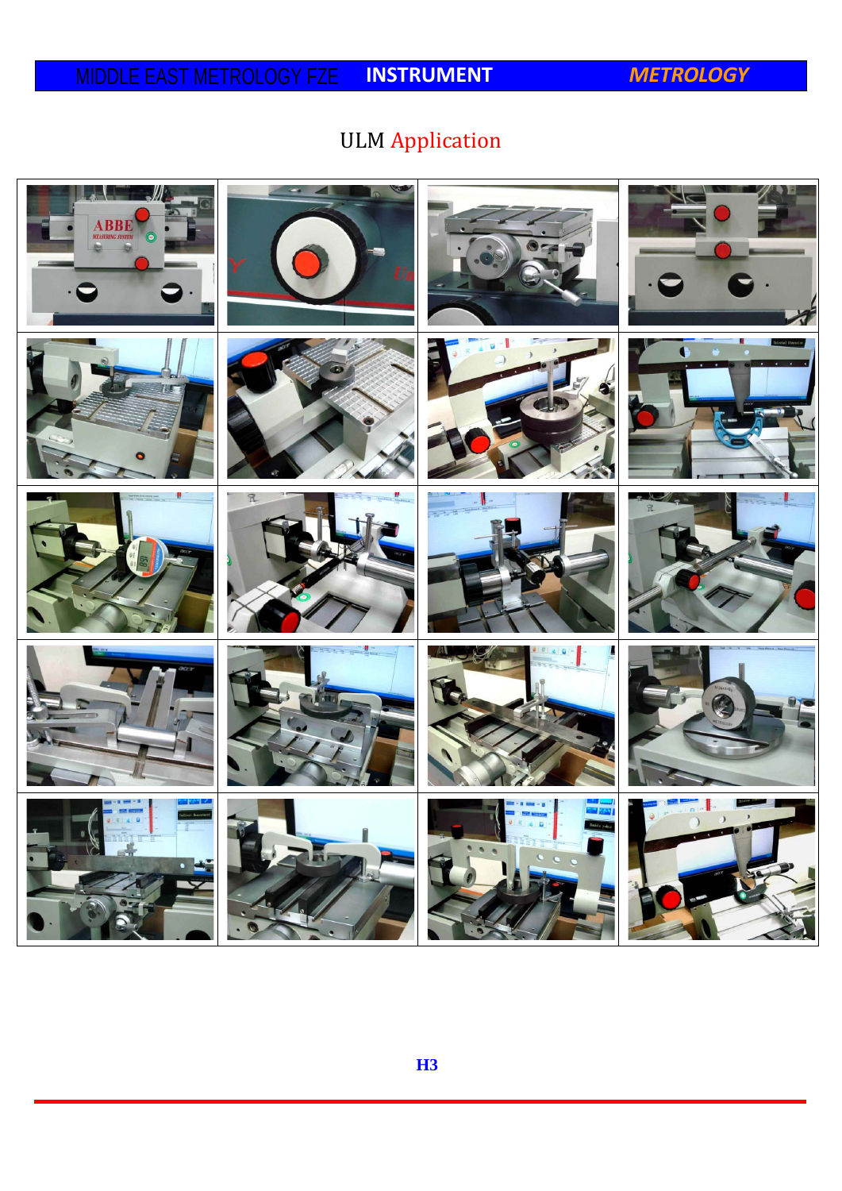# ULM Application